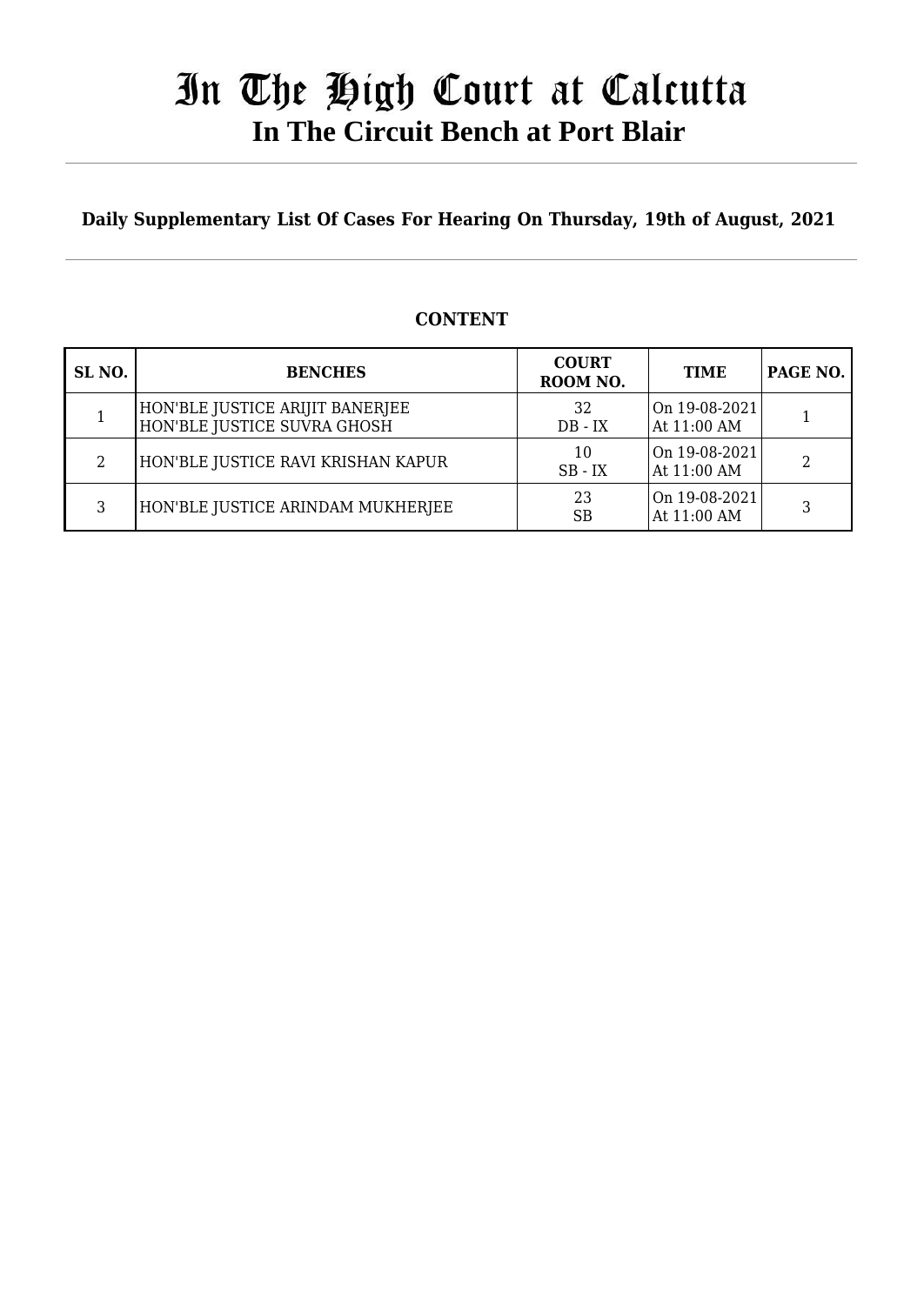# In The High Court at Calcutta
## In The Circuit Bench at Port Blair

**Daily Supplementary List Of Cases For Hearing On Thursday, 19th of August, 2021**

### CONTENT

| SL NO. | BENCHES | COURT ROOM NO. | TIME | PAGE NO. |
|---|---|---|---|---|
| 1 | HON'BLE JUSTICE ARIJIT BANERJEE<br>HON'BLE JUSTICE SUVRA GHOSH | 32<br>DB - IX | On 19-08-2021<br>At 11:00 AM | 1 |
| 2 | HON'BLE JUSTICE RAVI KRISHAN KAPUR | 10<br>SB - IX | On 19-08-2021<br>At 11:00 AM | 2 |
| 3 | HON'BLE JUSTICE ARINDAM MUKHERJEE | 23<br>SB | On 19-08-2021<br>At 11:00 AM | 3 |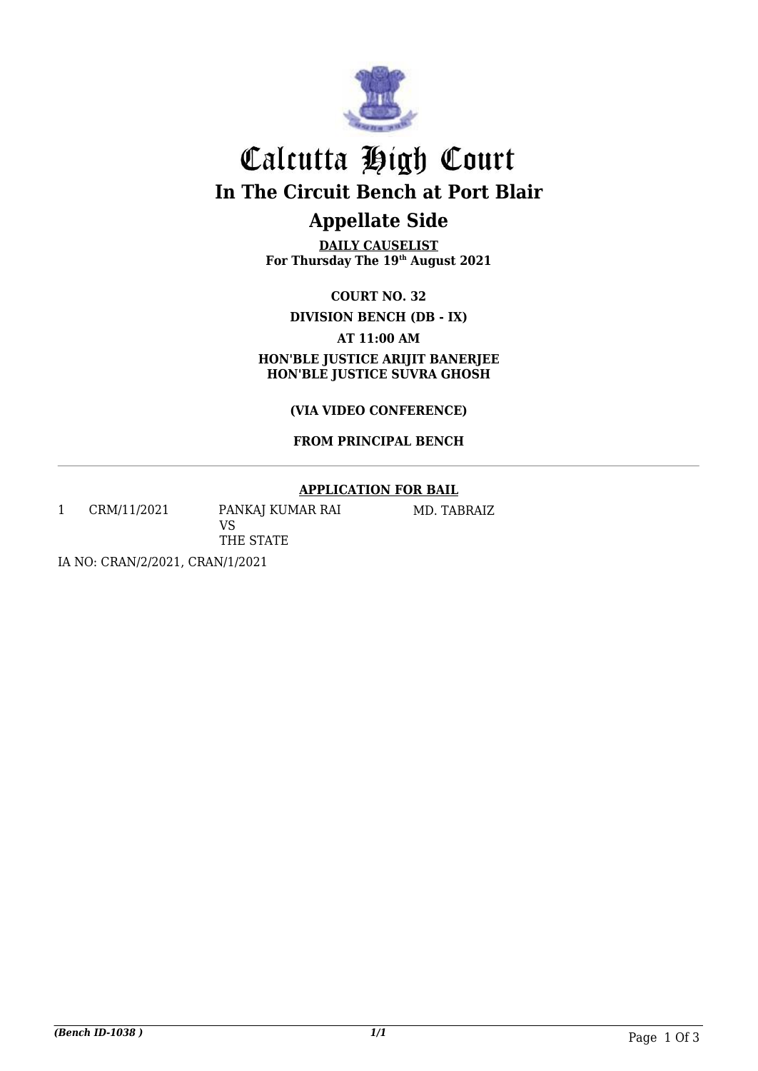# Calcutta High Court

## In The Circuit Bench at Port Blair

## Appellate Side

**DAILY CAUSELIST**
**For Thursday The 19th August 2021**

**COURT NO. 32**

**DIVISION BENCH (DB - IX)**

**AT 11:00 AM**

**HON'BLE JUSTICE ARIJIT BANERJEE**
**HON'BLE JUSTICE SUVRA GHOSH**

**(VIA VIDEO CONFERENCE)**

**FROM PRINCIPAL BENCH**

---

**APPLICATION FOR BAIL**

| | | | |
|---|---|---|---|
| 1 | CRM/11/2021 | PANKAJ KUMAR RAI<br>VS<br>THE STATE | MD. TABRAIZ |

IA NO: CRAN/2/2021, CRAN/1/2021

*(Bench ID-1038 )* *1/1*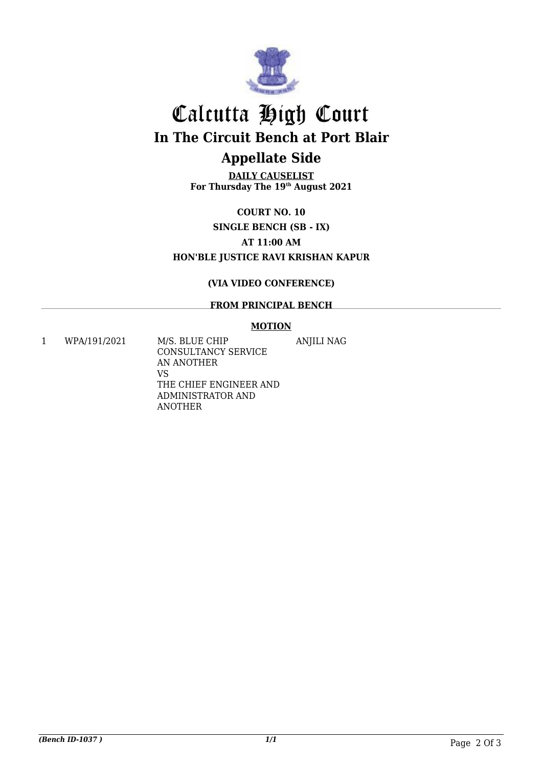# Calcutta High Court

## In The Circuit Bench at Port Blair

## Appellate Side

**DAILY CAUSELIST**
**For Thursday The 19th August 2021**

**COURT NO. 10**

**SINGLE BENCH (SB - IX)**

**AT 11:00 AM**

**HON'BLE JUSTICE RAVI KRISHAN KAPUR**

**(VIA VIDEO CONFERENCE)**

**FROM PRINCIPAL BENCH**

**MOTION**

| | | | |
|---|---|---|---|
| 1 | WPA/191/2021 | M/S. BLUE CHIP CONSULTANCY SERVICE AN ANOTHER<br>VS<br>THE CHIEF ENGINEER AND ADMINISTRATOR AND ANOTHER | ANJILI NAG |

*(Bench ID-1037 )* 1/1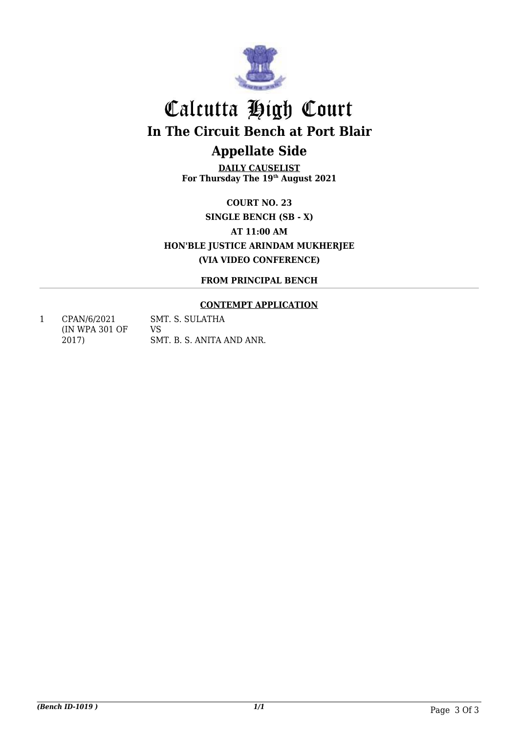# Calcutta High Court

## In The Circuit Bench at Port Blair

## Appellate Side

**DAILY CAUSELIST**
**For Thursday The 19th August 2021**

**COURT NO. 23**

**SINGLE BENCH (SB - X)**

**AT 11:00 AM**

**HON'BLE JUSTICE ARINDAM MUKHERJEE**

**(VIA VIDEO CONFERENCE)**

**FROM PRINCIPAL BENCH**

**CONTEMPT APPLICATION**

| | | |
|---|---|---|
| 1 | CPAN/6/2021 (IN WPA 301 OF 2017) | SMT. S. SULATHA<br>VS<br>SMT. B. S. ANITA AND ANR. |

*(Bench ID-1019 )*